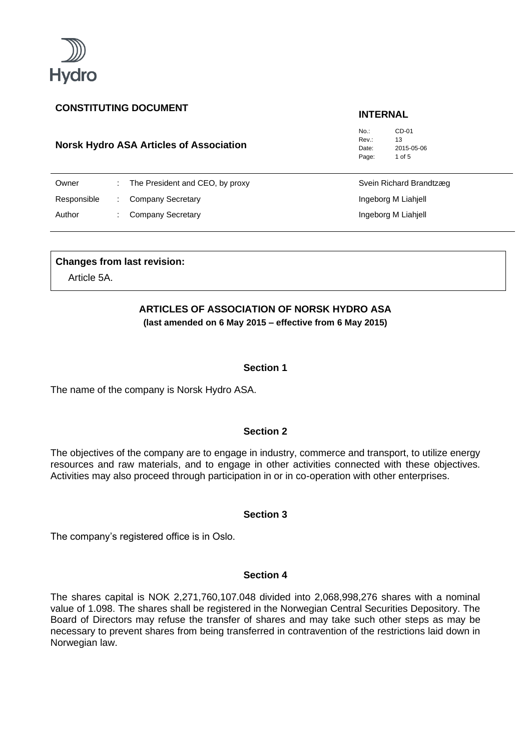**CONSTITUTING DOCUMENT**

**INTERNAL**

**Norsk Hydro ASA Articles of Association**

No.: CD-01
Rev.: 13
Date: 2015-05-06

| | | | |
|---|---|---|---|
| Owner | : | The President and CEO, by proxy | Svein Richard Brandtzæg |
| Responsible | : | Company Secretary | Ingeborg M Liahjell |
| Author | : | Company Secretary | Ingeborg M Liahjell |

**Changes from last revision:**

Article 5A.

## ARTICLES OF ASSOCIATION OF NORSK HYDRO ASA

**(last amended on 6 May 2015 – effective from 6 May 2015)**

### Section 1

The name of the company is Norsk Hydro ASA.

### Section 2

The objectives of the company are to engage in industry, commerce and transport, to utilize energy resources and raw materials, and to engage in other activities connected with these objectives. Activities may also proceed through participation in or in co-operation with other enterprises.

### Section 3

The company's registered office is in Oslo.

### Section 4

The shares capital is NOK 2,271,760,107.048 divided into 2,068,998,276 shares with a nominal value of 1.098. The shares shall be registered in the Norwegian Central Securities Depository. The Board of Directors may refuse the transfer of shares and may take such other steps as may be necessary to prevent shares from being transferred in contravention of the restrictions laid down in Norwegian law.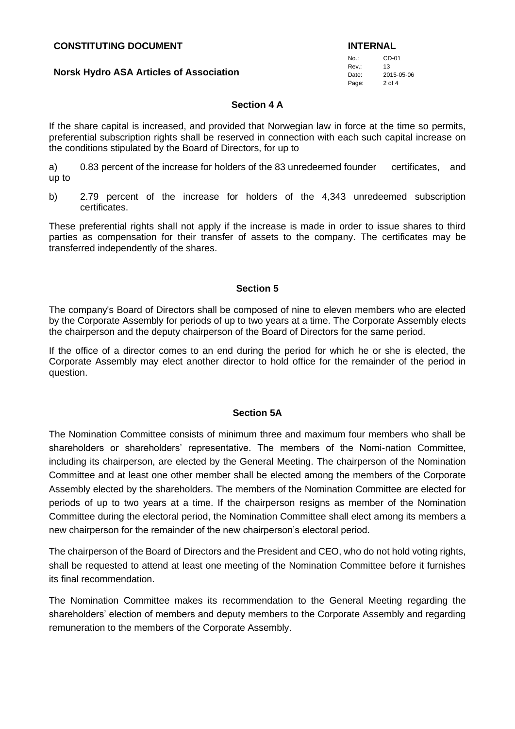## Section 4 A

If the share capital is increased, and provided that Norwegian law in force at the time so permits, preferential subscription rights shall be reserved in connection with each such capital increase on the conditions stipulated by the Board of Directors, for up to

a) 0.83 percent of the increase for holders of the 83 unredeemed founder certificates, and up to

b) 2.79 percent of the increase for holders of the 4,343 unredeemed subscription certificates.

These preferential rights shall not apply if the increase is made in order to issue shares to third parties as compensation for their transfer of assets to the company. The certificates may be transferred independently of the shares.

## Section 5

The company's Board of Directors shall be composed of nine to eleven members who are elected by the Corporate Assembly for periods of up to two years at a time. The Corporate Assembly elects the chairperson and the deputy chairperson of the Board of Directors for the same period.

If the office of a director comes to an end during the period for which he or she is elected, the Corporate Assembly may elect another director to hold office for the remainder of the period in question.

## Section 5A

The Nomination Committee consists of minimum three and maximum four members who shall be shareholders or shareholders' representative. The members of the Nomi-nation Committee, including its chairperson, are elected by the General Meeting. The chairperson of the Nomination Committee and at least one other member shall be elected among the members of the Corporate Assembly elected by the shareholders. The members of the Nomination Committee are elected for periods of up to two years at a time. If the chairperson resigns as member of the Nomination Committee during the electoral period, the Nomination Committee shall elect among its members a new chairperson for the remainder of the new chairperson's electoral period.

The chairperson of the Board of Directors and the President and CEO, who do not hold voting rights, shall be requested to attend at least one meeting of the Nomination Committee before it furnishes its final recommendation.

The Nomination Committee makes its recommendation to the General Meeting regarding the shareholders' election of members and deputy members to the Corporate Assembly and regarding remuneration to the members of the Corporate Assembly.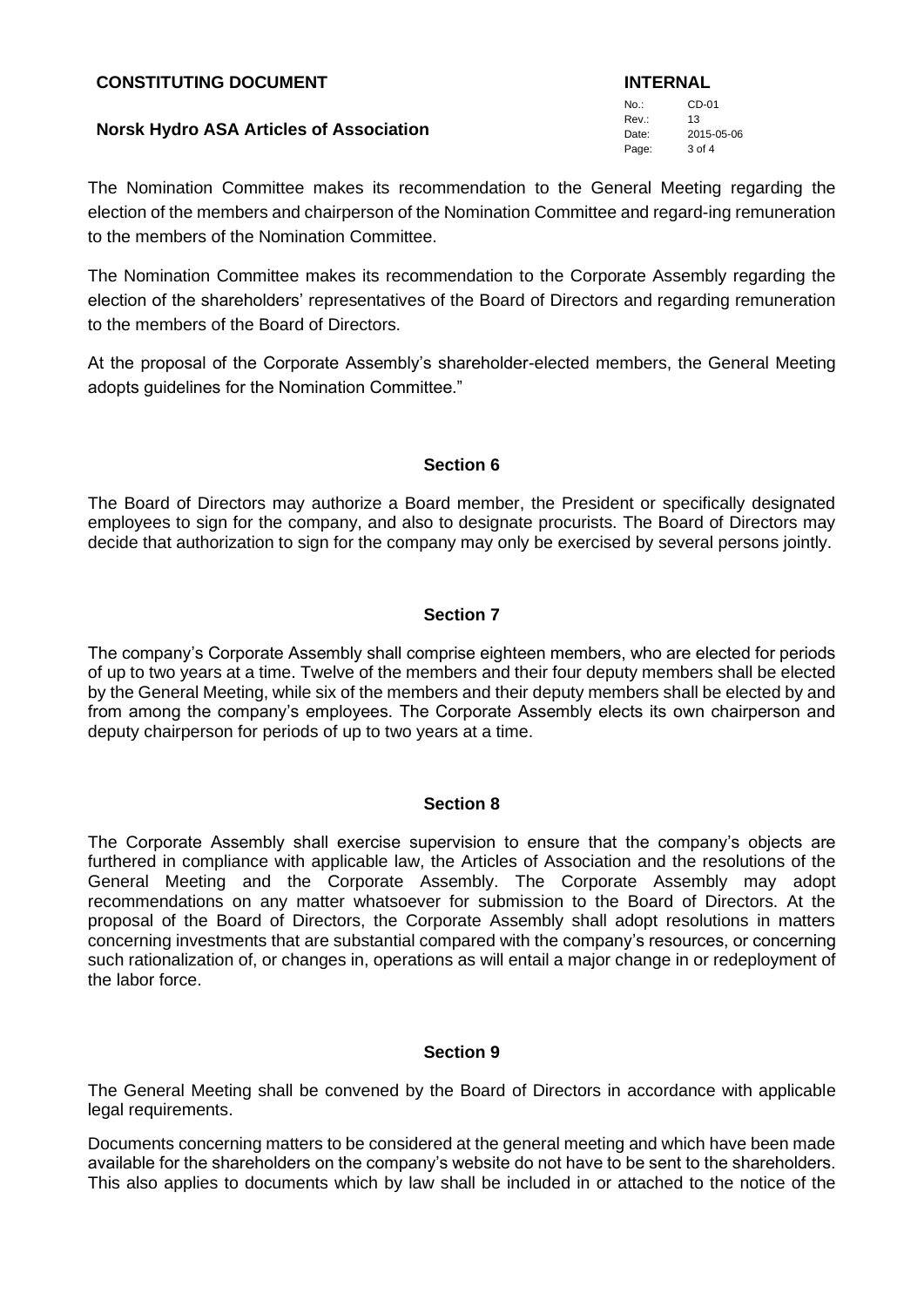The Nomination Committee makes its recommendation to the General Meeting regarding the election of the members and chairperson of the Nomination Committee and regard-ing remuneration to the members of the Nomination Committee.

The Nomination Committee makes its recommendation to the Corporate Assembly regarding the election of the shareholders' representatives of the Board of Directors and regarding remuneration to the members of the Board of Directors.

At the proposal of the Corporate Assembly's shareholder-elected members, the General Meeting adopts guidelines for the Nomination Committee."

### Section 6

The Board of Directors may authorize a Board member, the President or specifically designated employees to sign for the company, and also to designate procurists. The Board of Directors may decide that authorization to sign for the company may only be exercised by several persons jointly.

### Section 7

The company's Corporate Assembly shall comprise eighteen members, who are elected for periods of up to two years at a time. Twelve of the members and their four deputy members shall be elected by the General Meeting, while six of the members and their deputy members shall be elected by and from among the company's employees. The Corporate Assembly elects its own chairperson and deputy chairperson for periods of up to two years at a time.

### Section 8

The Corporate Assembly shall exercise supervision to ensure that the company's objects are furthered in compliance with applicable law, the Articles of Association and the resolutions of the General Meeting and the Corporate Assembly. The Corporate Assembly may adopt recommendations on any matter whatsoever for submission to the Board of Directors. At the proposal of the Board of Directors, the Corporate Assembly shall adopt resolutions in matters concerning investments that are substantial compared with the company's resources, or concerning such rationalization of, or changes in, operations as will entail a major change in or redeployment of the labor force.

### Section 9

The General Meeting shall be convened by the Board of Directors in accordance with applicable legal requirements.

Documents concerning matters to be considered at the general meeting and which have been made available for the shareholders on the company's website do not have to be sent to the shareholders. This also applies to documents which by law shall be included in or attached to the notice of the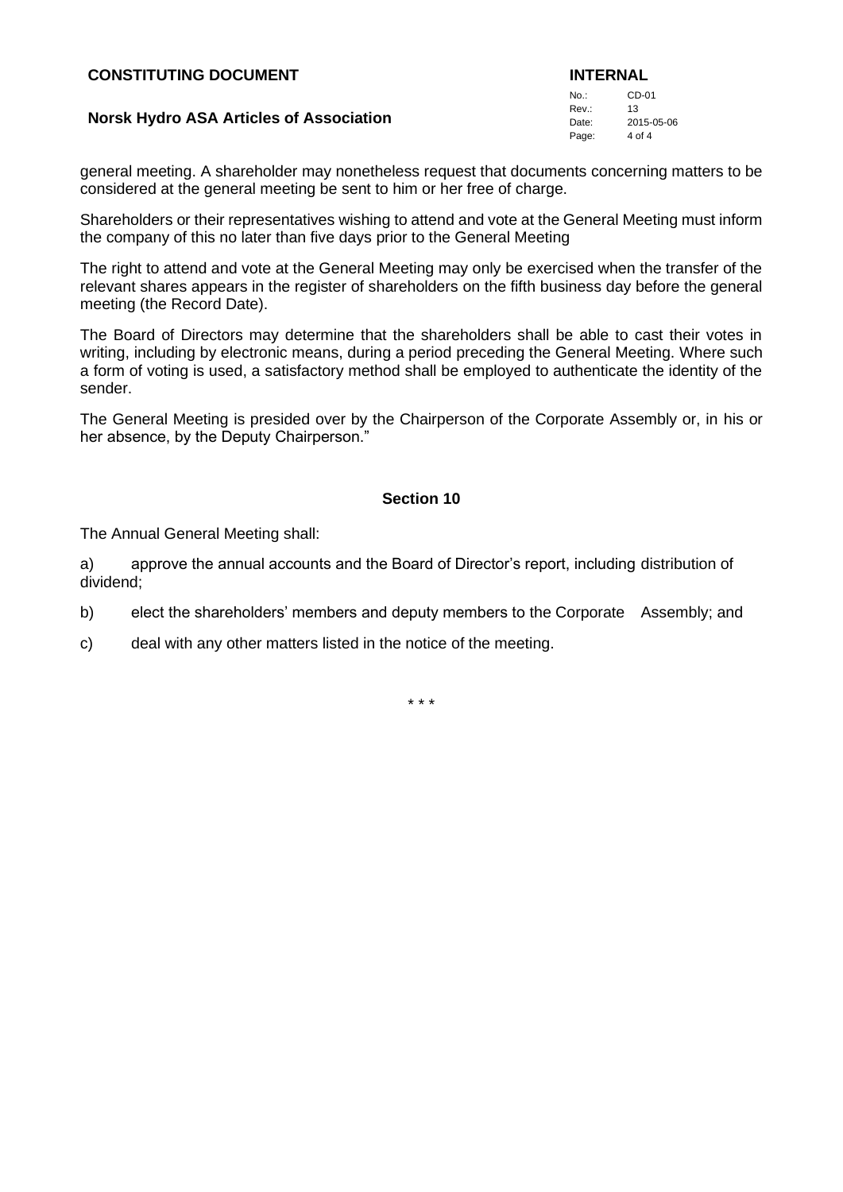general meeting. A shareholder may nonetheless request that documents concerning matters to be considered at the general meeting be sent to him or her free of charge.

Shareholders or their representatives wishing to attend and vote at the General Meeting must inform the company of this no later than five days prior to the General Meeting

The right to attend and vote at the General Meeting may only be exercised when the transfer of the relevant shares appears in the register of shareholders on the fifth business day before the general meeting (the Record Date).

The Board of Directors may determine that the shareholders shall be able to cast their votes in writing, including by electronic means, during a period preceding the General Meeting. Where such a form of voting is used, a satisfactory method shall be employed to authenticate the identity of the sender.

The General Meeting is presided over by the Chairperson of the Corporate Assembly or, in his or her absence, by the Deputy Chairperson."

### Section 10

The Annual General Meeting shall:

a) approve the annual accounts and the Board of Director's report, including distribution of dividend;

b) elect the shareholders' members and deputy members to the Corporate Assembly; and

c) deal with any other matters listed in the notice of the meeting.

\* \* \*